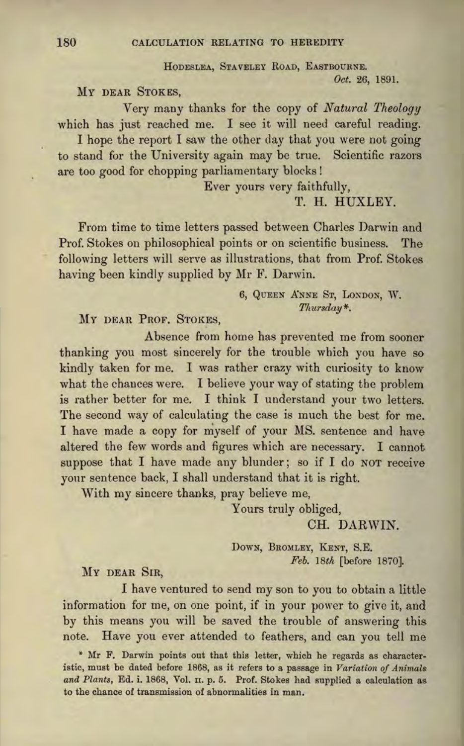HODESLEA, STAVELEY ROAD, EASTBOURNE.
*Oct.* 26, 1891.

MY DEAR STOKES,

Very many thanks for the copy of *Natural Theology* which has just reached me. I see it will need careful reading.

I hope the report I saw the other day that you were not going to stand for the University again may be true. Scientific razors are too good for chopping parliamentary blocks!

Ever yours very faithfully,
T. H. HUXLEY.

From time to time letters passed between Charles Darwin and Prof. Stokes on philosophical points or on scientific business. The following letters will serve as illustrations, that from Prof. Stokes having been kindly supplied by Mr F. Darwin.

6, QUEEN ANNE ST, LONDON, W.
*Thursday\**.

MY DEAR PROF. STOKES,

Absence from home has prevented me from sooner thanking you most sincerely for the trouble which you have so kindly taken for me. I was rather crazy with curiosity to know what the chances were. I believe your way of stating the problem is rather better for me. I think I understand your two letters. The second way of calculating the case is much the best for me. I have made a copy for myself of your MS. sentence and have altered the few words and figures which are necessary. I cannot suppose that I have made any blunder; so if I do NOT receive your sentence back, I shall understand that it is right.

With my sincere thanks, pray believe me,

Yours truly obliged,
CH. DARWIN.

DOWN, BROMLEY, KENT, S.E.
*Feb.* 18*th* [before 1870].

MY DEAR SIR,

I have ventured to send my son to you to obtain a little information for me, on one point, if in your power to give it, and by this means you will be saved the trouble of answering this note. Have you ever attended to feathers, and can you tell me

\* Mr F. Darwin points out that this letter, which he regards as characteristic, must be dated before 1868, as it refers to a passage in *Variation of Animals and Plants*, Ed. i. 1868, Vol. II. p. 5. Prof. Stokes had supplied a calculation as to the chance of transmission of abnormalities in man.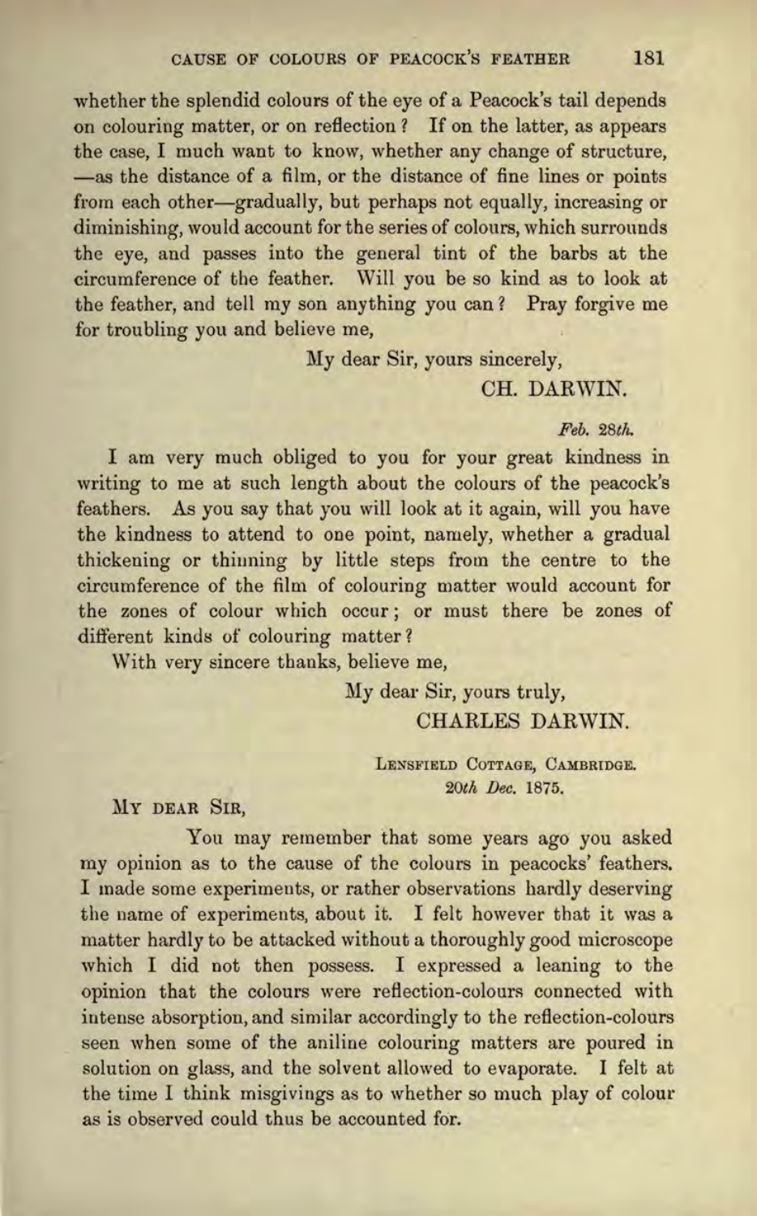whether the splendid colours of the eye of a Peacock's tail depends on colouring matter, or on reflection? If on the latter, as appears the case, I much want to know, whether any change of structure, —as the distance of a film, or the distance of fine lines or points from each other—gradually, but perhaps not equally, increasing or diminishing, would account for the series of colours, which surrounds the eye, and passes into the general tint of the barbs at the circumference of the feather. Will you be so kind as to look at the feather, and tell my son anything you can? Pray forgive me for troubling you and believe me,

My dear Sir, yours sincerely,

CH. DARWIN.

*Feb. 28th.*

I am very much obliged to you for your great kindness in writing to me at such length about the colours of the peacock's feathers. As you say that you will look at it again, will you have the kindness to attend to one point, namely, whether a gradual thickening or thinning by little steps from the centre to the circumference of the film of colouring matter would account for the zones of colour which occur; or must there be zones of different kinds of colouring matter?

With very sincere thanks, believe me,

My dear Sir, yours truly,

CHARLES DARWIN.

LENSFIELD COTTAGE, CAMBRIDGE.
*20th Dec.* 1875.

MY DEAR SIR,

You may remember that some years ago you asked my opinion as to the cause of the colours in peacocks' feathers. I made some experiments, or rather observations hardly deserving the name of experiments, about it. I felt however that it was a matter hardly to be attacked without a thoroughly good microscope which I did not then possess. I expressed a leaning to the opinion that the colours were reflection-colours connected with intense absorption, and similar accordingly to the reflection-colours seen when some of the aniline colouring matters are poured in solution on glass, and the solvent allowed to evaporate. I felt at the time I think misgivings as to whether so much play of colour as is observed could thus be accounted for.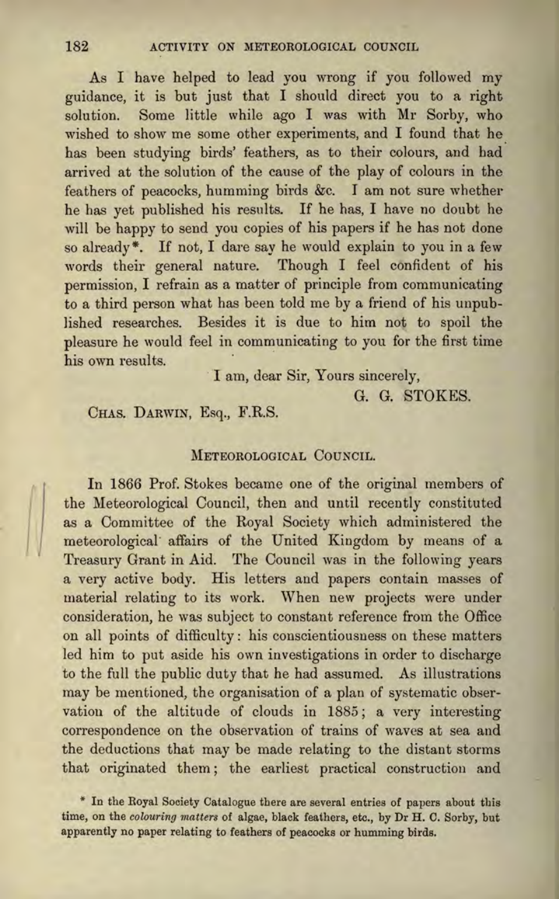As I have helped to lead you wrong if you followed my guidance, it is but just that I should direct you to a right solution. Some little while ago I was with Mr Sorby, who wished to show me some other experiments, and I found that he has been studying birds' feathers, as to their colours, and had arrived at the solution of the cause of the play of colours in the feathers of peacocks, humming birds &c. I am not sure whether he has yet published his results. If he has, I have no doubt he will be happy to send you copies of his papers if he has not done so already*. If not, I dare say he would explain to you in a few words their general nature. Though I feel confident of his permission, I refrain as a matter of principle from communicating to a third person what has been told me by a friend of his unpublished researches. Besides it is due to him not to spoil the pleasure he would feel in communicating to you for the first time his own results.

I am, dear Sir, Yours sincerely,

G. G. STOKES.

CHAS. DARWIN, Esq., F.R.S.

## METEOROLOGICAL COUNCIL.

In 1866 Prof. Stokes became one of the original members of the Meteorological Council, then and until recently constituted as a Committee of the Royal Society which administered the meteorological affairs of the United Kingdom by means of a Treasury Grant in Aid. The Council was in the following years a very active body. His letters and papers contain masses of material relating to its work. When new projects were under consideration, he was subject to constant reference from the Office on all points of difficulty: his conscientiousness on these matters led him to put aside his own investigations in order to discharge to the full the public duty that he had assumed. As illustrations may be mentioned, the organisation of a plan of systematic observation of the altitude of clouds in 1885; a very interesting correspondence on the observation of trains of waves at sea and the deductions that may be made relating to the distant storms that originated them; the earliest practical construction and

* In the Royal Society Catalogue there are several entries of papers about this time, on the *colouring matters* of algae, black feathers, etc., by Dr H. C. Sorby, but apparently no paper relating to feathers of peacocks or humming birds.